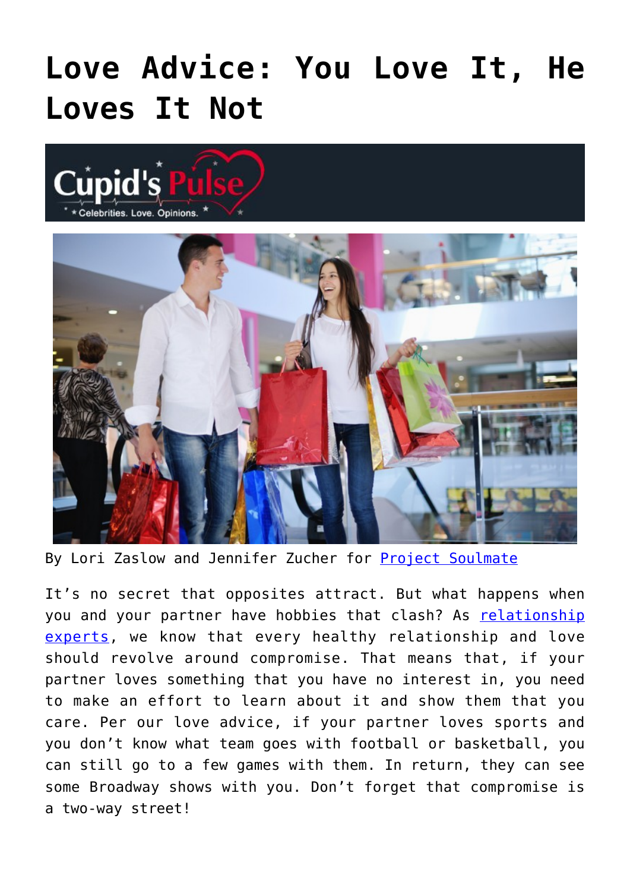# Love Advice: You Love It, He Loves It Not

By Lori Zaslow and Jennifer Zucher for Project Soulmate

It's no secret that opposites attract. But what happens when you and your partner have hobbies that clash? As relationship experts, we know that every healthy relationship and love should revolve around compromise. That means that, if your partner loves something that you have no interest in, you need to make an effort to learn about it and show them that you care. Per our love advice, if your partner loves sports and you don't know what team goes with football or basketball, you can still go to a few games with them. In return, they can see some Broadway shows with you. Don't forget that compromise is a two-way street!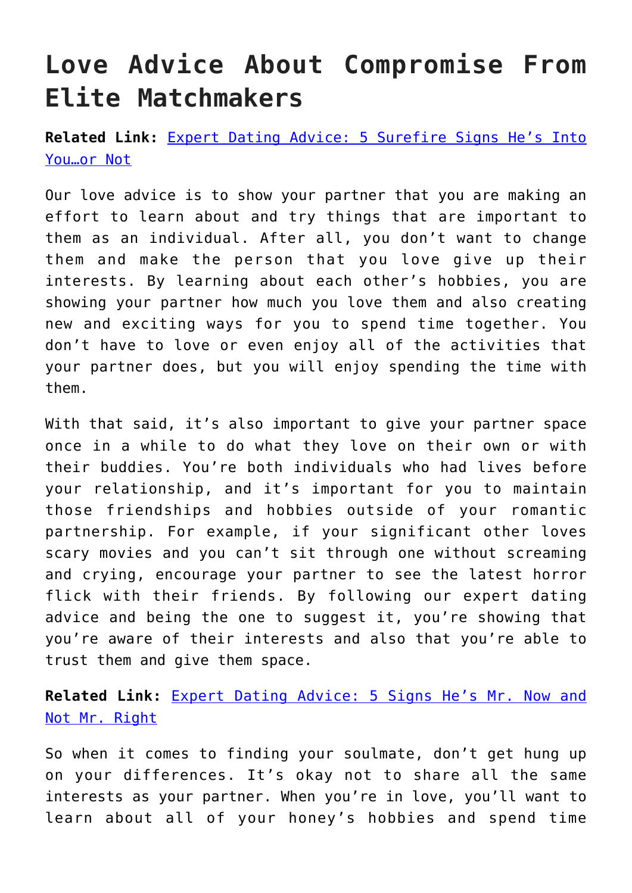# Love Advice About Compromise From Elite Matchmakers

**Related Link:** [Expert Dating Advice: 5 Surefire Signs He's Into You…or Not]()

Our love advice is to show your partner that you are making an effort to learn about and try things that are important to them as an individual. After all, you don't want to change them and make the person that you love give up their interests. By learning about each other's hobbies, you are showing your partner how much you love them and also creating new and exciting ways for you to spend time together. You don't have to love or even enjoy all of the activities that your partner does, but you will enjoy spending the time with them.

With that said, it's also important to give your partner space once in a while to do what they love on their own or with their buddies. You're both individuals who had lives before your relationship, and it's important for you to maintain those friendships and hobbies outside of your romantic partnership. For example, if your significant other loves scary movies and you can't sit through one without screaming and crying, encourage your partner to see the latest horror flick with their friends. By following our expert dating advice and being the one to suggest it, you're showing that you're aware of their interests and also that you're able to trust them and give them space.

**Related Link:** [Expert Dating Advice: 5 Signs He's Mr. Now and Not Mr. Right]()

So when it comes to finding your soulmate, don't get hung up on your differences. It's okay not to share all the same interests as your partner. When you're in love, you'll want to learn about all of your honey's hobbies and spend time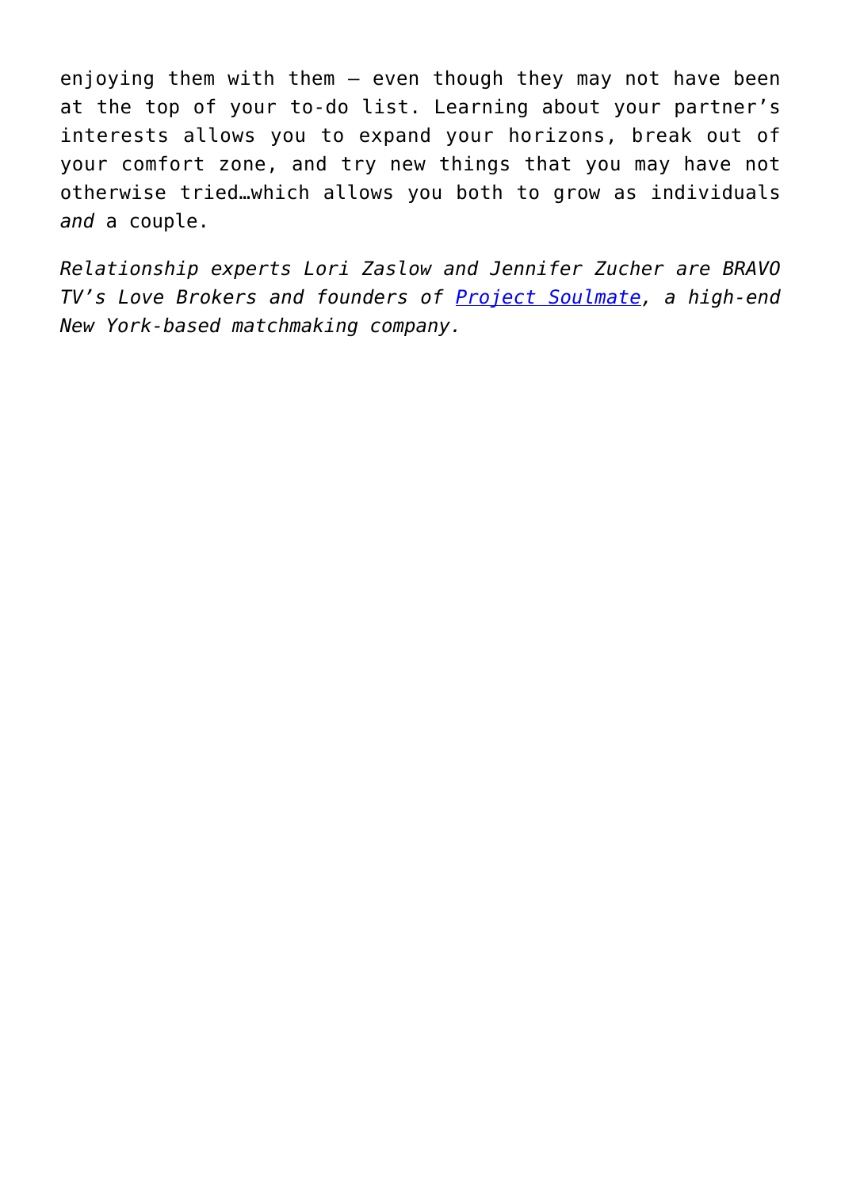enjoying them with them – even though they may not have been at the top of your to-do list. Learning about your partner's interests allows you to expand your horizons, break out of your comfort zone, and try new things that you may have not otherwise tried…which allows you both to grow as individuals *and* a couple.

*Relationship experts Lori Zaslow and Jennifer Zucher are BRAVO TV's Love Brokers and founders of [Project Soulmate](), a high-end New York-based matchmaking company.*